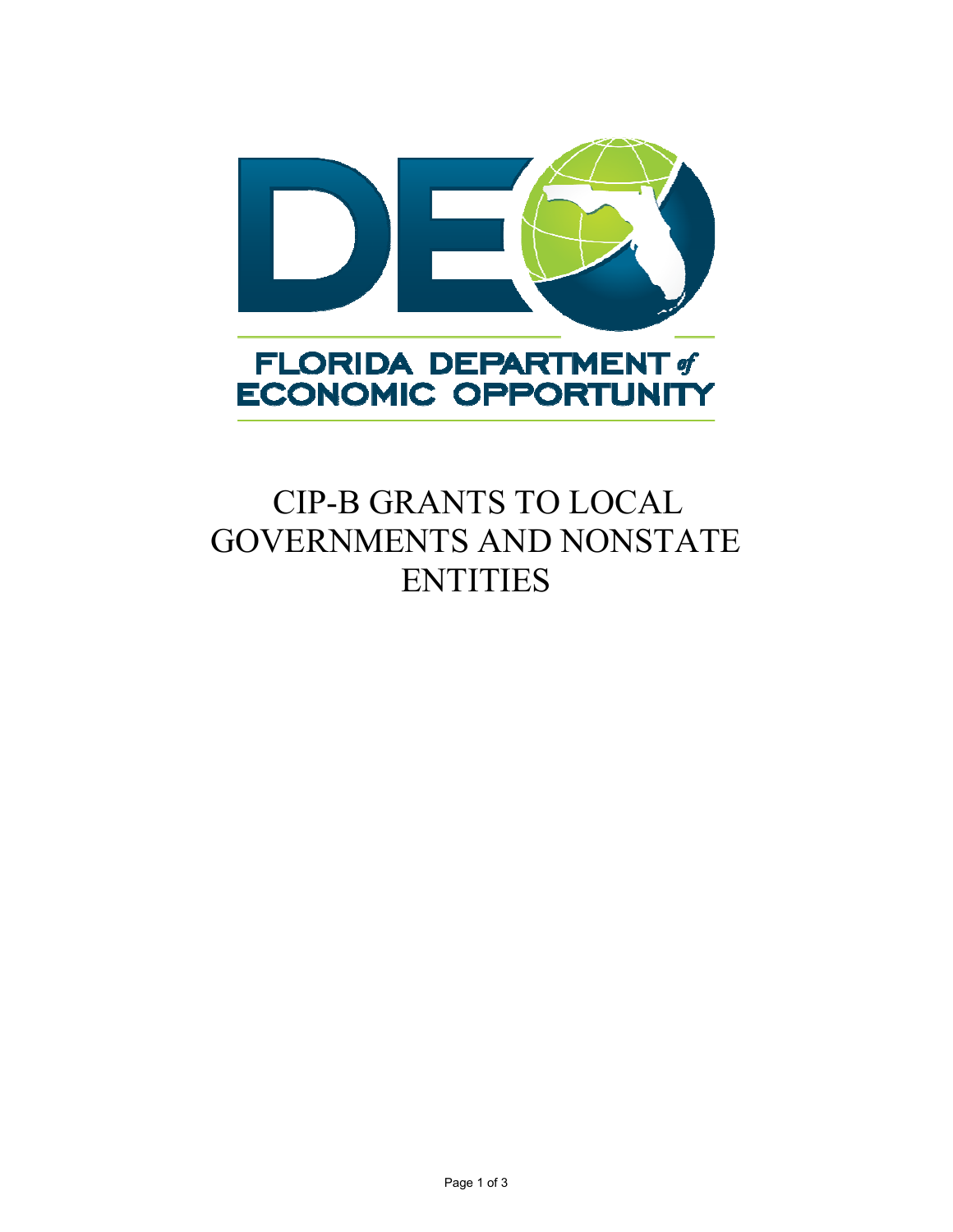FLORIDA DEPARTMENT of ECONOMIC OPPORTUNITY

# CIP-B GRANTS TO LOCAL GOVERNMENTS AND NONSTATE ENTITIES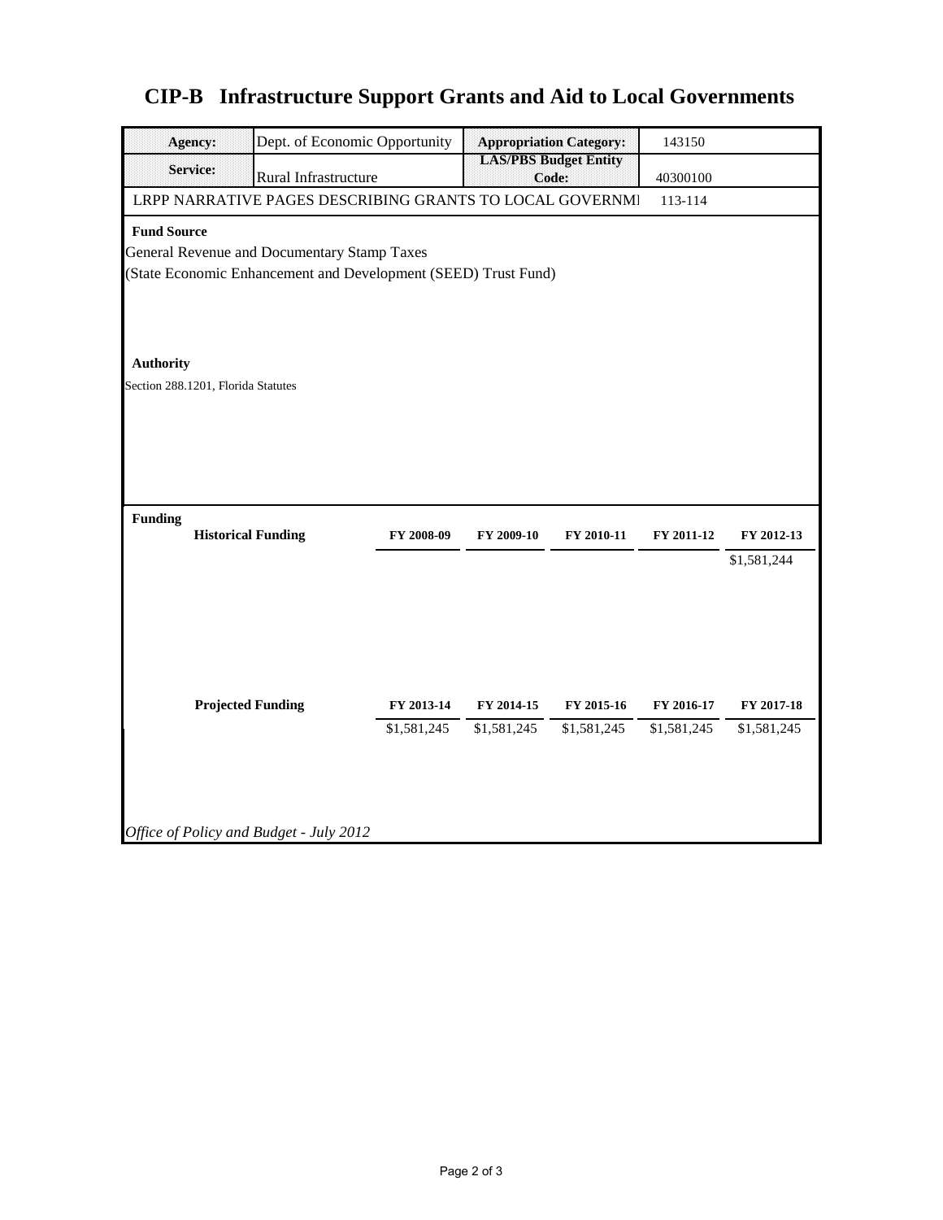# CIP-B Infrastructure Support Grants and Aid to Local Governments

| **Agency:** | Dept. of Economic Opportunity | **Appropriation Category:** | 143150 |
|---|---|---|---|
| **Service:** | Rural Infrastructure | **LAS/PBS Budget Entity Code:** | 40300100 |

LRPP NARRATIVE PAGES DESCRIBING GRANTS TO LOCAL GOVERNMI 113-114

**Fund Source**

General Revenue and Documentary Stamp Taxes
(State Economic Enhancement and Development (SEED) Trust Fund)

**Authority**

Section 288.1201, Florida Statutes

**Funding**

| **Historical Funding** | **FY 2008-09** | **FY 2009-10** | **FY 2010-11** | **FY 2011-12** | **FY 2012-13** |
|---|---|---|---|---|---|
| | | | | | $1,581,244 |

| **Projected Funding** | **FY 2013-14** | **FY 2014-15** | **FY 2015-16** | **FY 2016-17** | **FY 2017-18** |
|---|---|---|---|---|---|
| | $1,581,245 | $1,581,245 | $1,581,245 | $1,581,245 | $1,581,245 |

*Office of Policy and Budget - July 2012*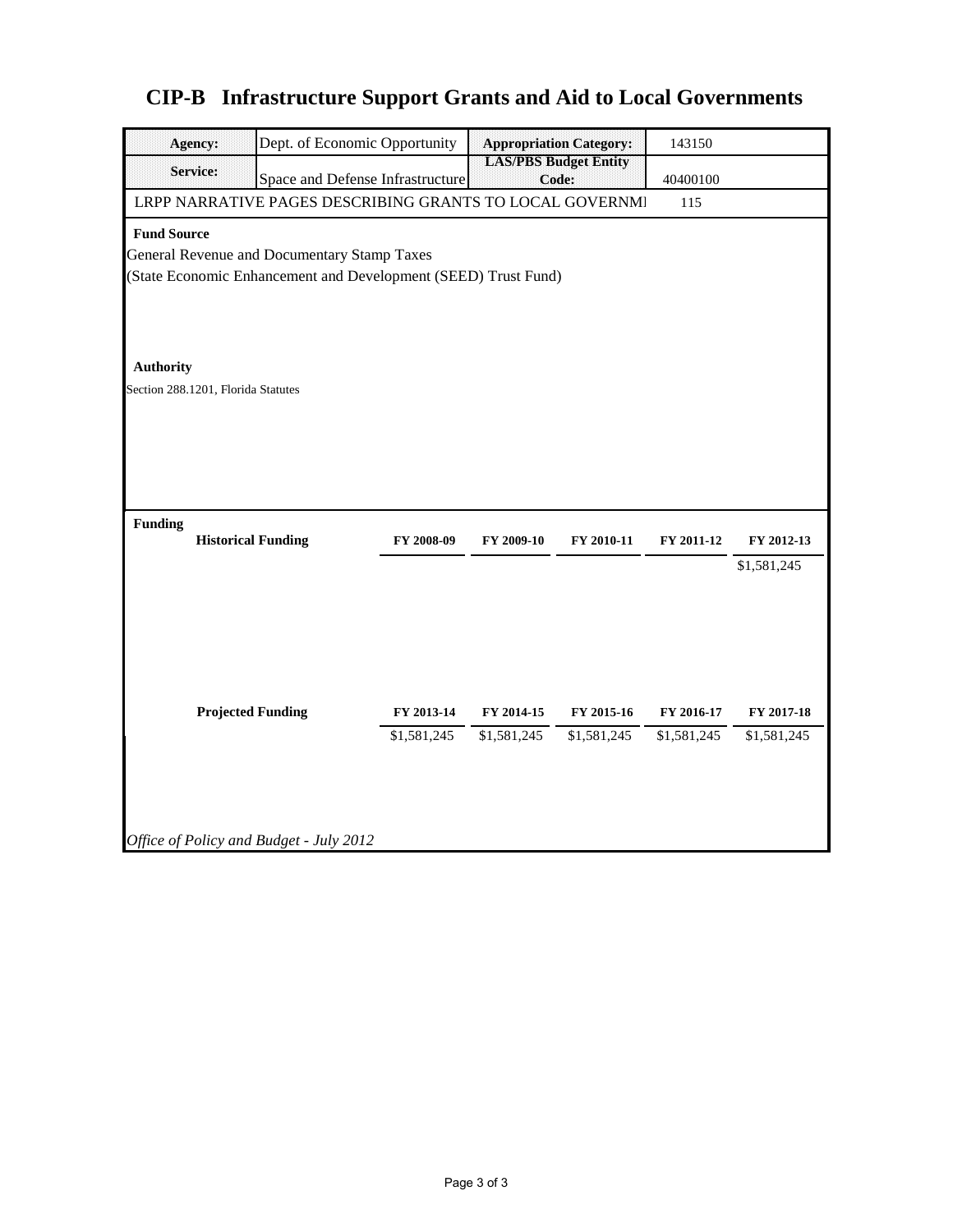# CIP-B Infrastructure Support Grants and Aid to Local Governments

| | | | |
|---|---|---|---|
| **Agency:** | Dept. of Economic Opportunity | **Appropriation Category:** | 143150 |
| **Service:** | Space and Defense Infrastructure | **LAS/PBS Budget Entity Code:** | 40400100 |
| LRPP NARRATIVE PAGES DESCRIBING GRANTS TO LOCAL GOVERNMI | | | 115 |

**Fund Source**

General Revenue and Documentary Stamp Taxes
(State Economic Enhancement and Development (SEED) Trust Fund)

**Authority**

Section 288.1201, Florida Statutes

**Funding**

| **Historical Funding** | **FY 2008-09** | **FY 2009-10** | **FY 2010-11** | **FY 2011-12** | **FY 2012-13** |
|---|---|---|---|---|---|
| | | | | | $1,581,245 |

| **Projected Funding** | **FY 2013-14** | **FY 2014-15** | **FY 2015-16** | **FY 2016-17** | **FY 2017-18** |
|---|---|---|---|---|---|
| | $1,581,245 | $1,581,245 | $1,581,245 | $1,581,245 | $1,581,245 |

*Office of Policy and Budget - July 2012*